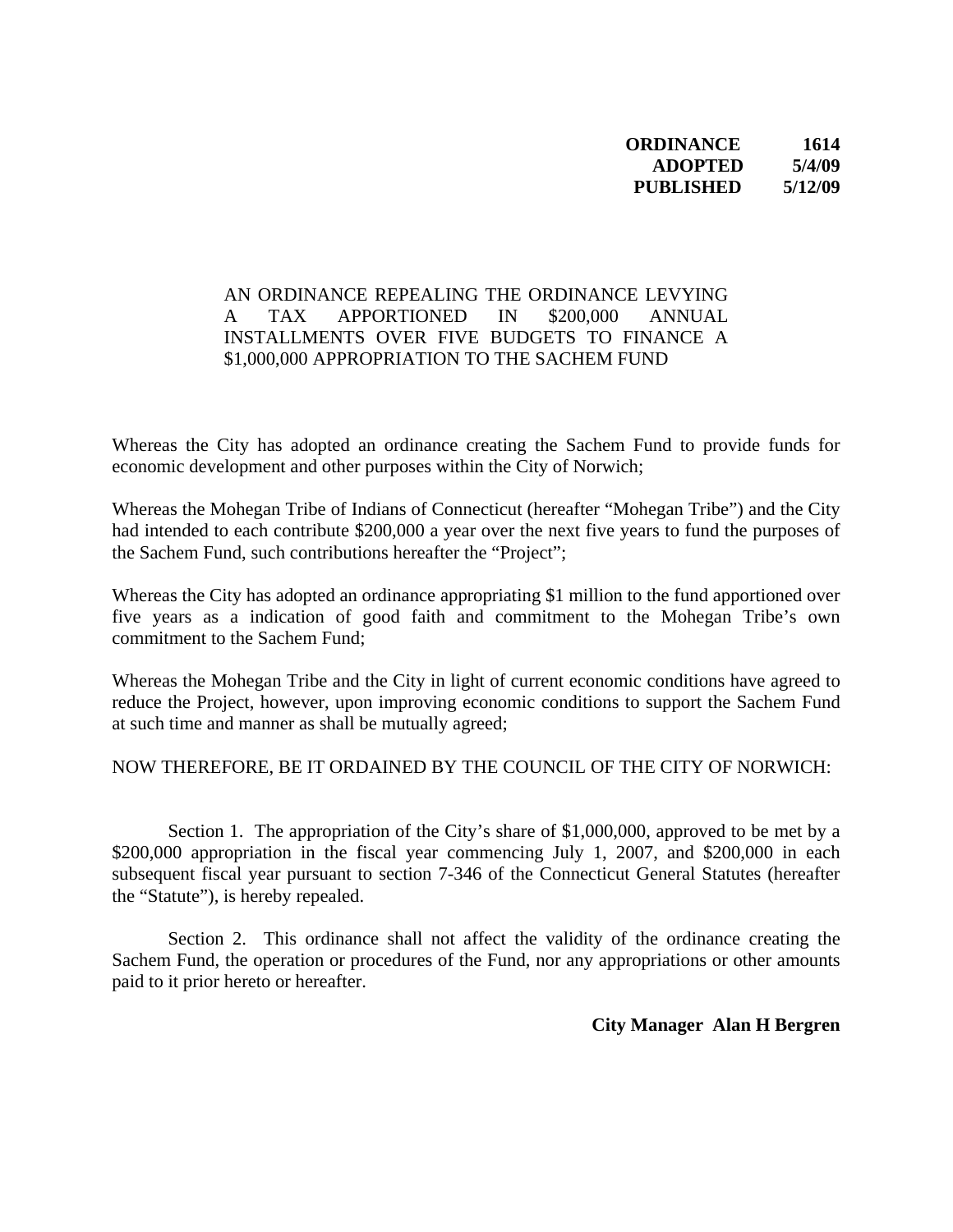**ORDINANCE 1614**
**ADOPTED 5/4/09**
**PUBLISHED 5/12/09**

AN ORDINANCE REPEALING THE ORDINANCE LEVYING A TAX APPORTIONED IN $200,000 ANNUAL INSTALLMENTS OVER FIVE BUDGETS TO FINANCE A $1,000,000 APPROPRIATION TO THE SACHEM FUND

Whereas the City has adopted an ordinance creating the Sachem Fund to provide funds for economic development and other purposes within the City of Norwich;

Whereas the Mohegan Tribe of Indians of Connecticut (hereafter "Mohegan Tribe") and the City had intended to each contribute $200,000 a year over the next five years to fund the purposes of the Sachem Fund, such contributions hereafter the "Project";

Whereas the City has adopted an ordinance appropriating $1 million to the fund apportioned over five years as a indication of good faith and commitment to the Mohegan Tribe's own commitment to the Sachem Fund;

Whereas the Mohegan Tribe and the City in light of current economic conditions have agreed to reduce the Project, however, upon improving economic conditions to support the Sachem Fund at such time and manner as shall be mutually agreed;

NOW THEREFORE, BE IT ORDAINED BY THE COUNCIL OF THE CITY OF NORWICH:

Section 1. The appropriation of the City's share of $1,000,000, approved to be met by a $200,000 appropriation in the fiscal year commencing July 1, 2007, and $200,000 in each subsequent fiscal year pursuant to section 7-346 of the Connecticut General Statutes (hereafter the "Statute"), is hereby repealed.

Section 2. This ordinance shall not affect the validity of the ordinance creating the Sachem Fund, the operation or procedures of the Fund, nor any appropriations or other amounts paid to it prior hereto or hereafter.

**City Manager Alan H Bergren**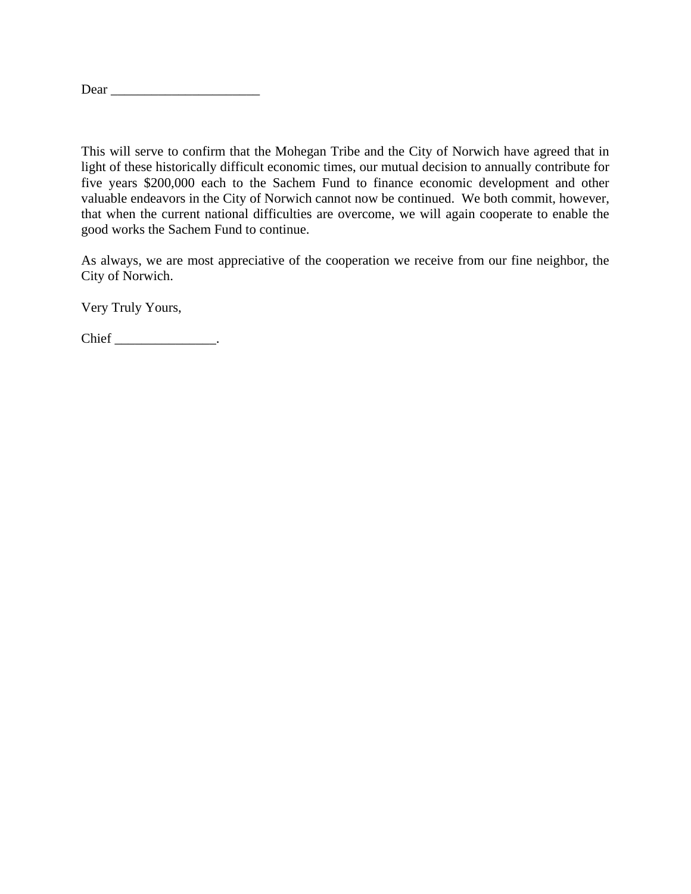Dear ______________________

This will serve to confirm that the Mohegan Tribe and the City of Norwich have agreed that in light of these historically difficult economic times, our mutual decision to annually contribute for five years $200,000 each to the Sachem Fund to finance economic development and other valuable endeavors in the City of Norwich cannot now be continued. We both commit, however, that when the current national difficulties are overcome, we will again cooperate to enable the good works the Sachem Fund to continue.

As always, we are most appreciative of the cooperation we receive from our fine neighbor, the City of Norwich.

Very Truly Yours,

Chief _______________.